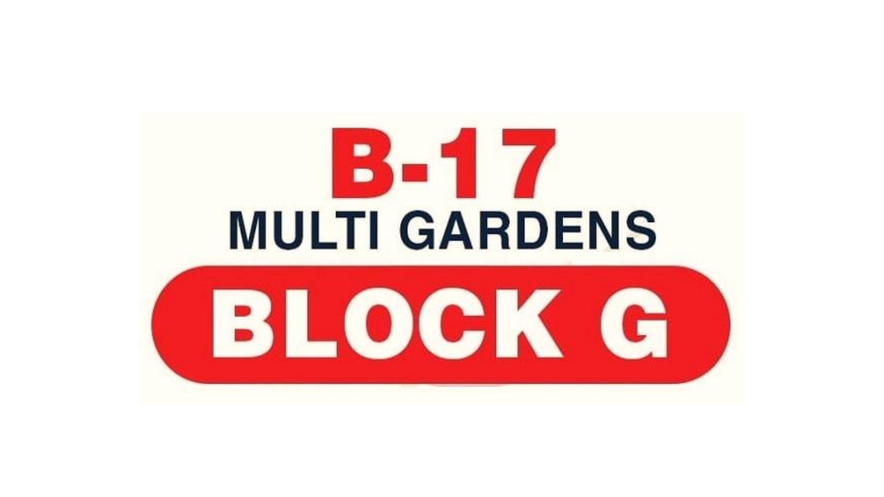# B-17

## MULTI GARDENS

# BLOCK G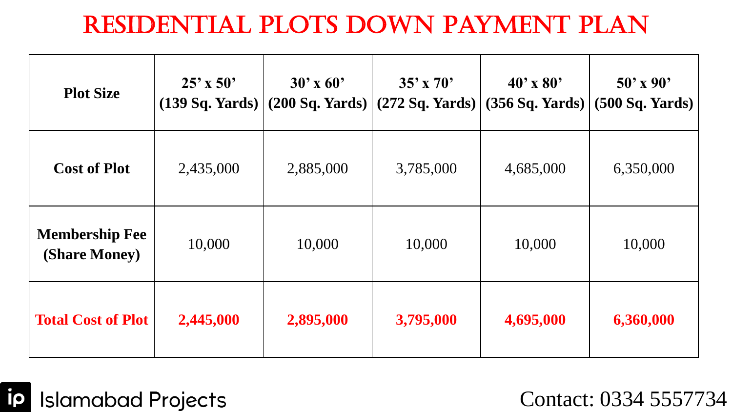# RESIDENTIAL PLOTS DOWN PAYMENT PLAN

| Plot Size | 25' x 50' (139 Sq. Yards) | 30' x 60' (200 Sq. Yards) | 35' x 70' (272 Sq. Yards) | 40' x 80' (356 Sq. Yards) | 50' x 90' (500 Sq. Yards) |
|---|---|---|---|---|---|
| **Cost of Plot** | 2,435,000 | 2,885,000 | 3,785,000 | 4,685,000 | 6,350,000 |
| **Membership Fee (Share Money)** | 10,000 | 10,000 | 10,000 | 10,000 | 10,000 |
| **Total Cost of Plot** | **2,445,000** | **2,895,000** | **3,795,000** | **4,695,000** | **6,360,000** |

Islamabad Projects

Contact: 0334 5557734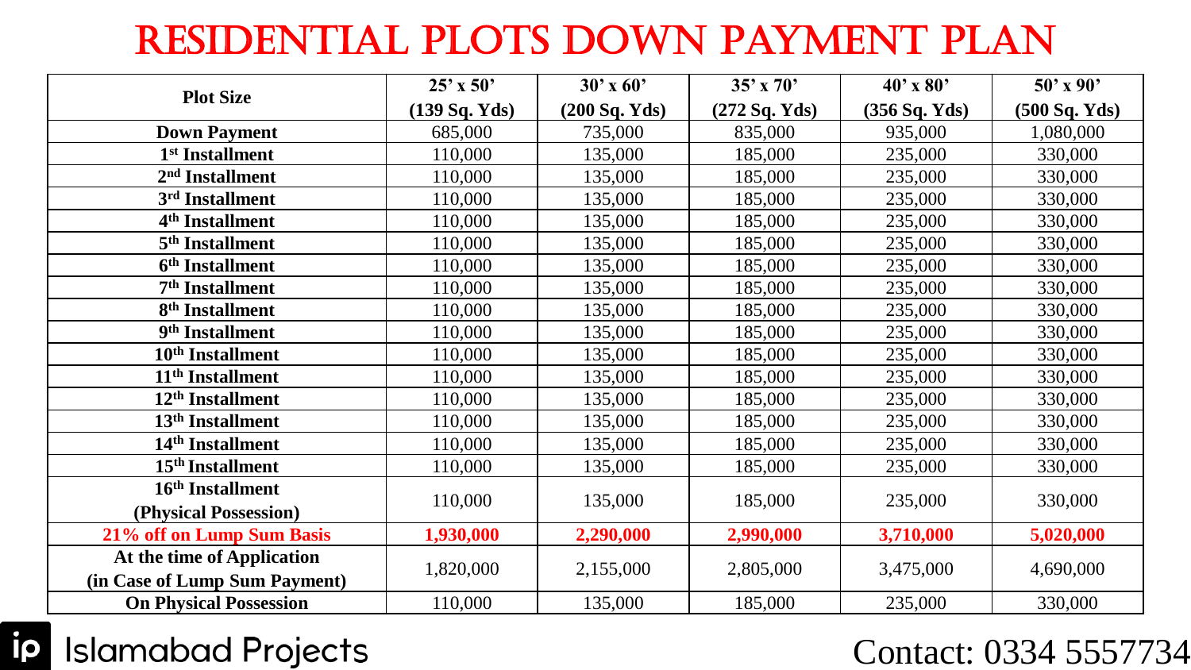# RESIDENTIAL PLOTS DOWN PAYMENT PLAN

| Plot Size | 25' x 50' (139 Sq. Yds) | 30' x 60' (200 Sq. Yds) | 35' x 70' (272 Sq. Yds) | 40' x 80' (356 Sq. Yds) | 50' x 90' (500 Sq. Yds) |
|---|---|---|---|---|---|
| **Down Payment** | 685,000 | 735,000 | 835,000 | 935,000 | 1,080,000 |
| **1st Installment** | 110,000 | 135,000 | 185,000 | 235,000 | 330,000 |
| **2nd Installment** | 110,000 | 135,000 | 185,000 | 235,000 | 330,000 |
| **3rd Installment** | 110,000 | 135,000 | 185,000 | 235,000 | 330,000 |
| **4th Installment** | 110,000 | 135,000 | 185,000 | 235,000 | 330,000 |
| **5th Installment** | 110,000 | 135,000 | 185,000 | 235,000 | 330,000 |
| **6th Installment** | 110,000 | 135,000 | 185,000 | 235,000 | 330,000 |
| **7th Installment** | 110,000 | 135,000 | 185,000 | 235,000 | 330,000 |
| **8th Installment** | 110,000 | 135,000 | 185,000 | 235,000 | 330,000 |
| **9th Installment** | 110,000 | 135,000 | 185,000 | 235,000 | 330,000 |
| **10th Installment** | 110,000 | 135,000 | 185,000 | 235,000 | 330,000 |
| **11th Installment** | 110,000 | 135,000 | 185,000 | 235,000 | 330,000 |
| **12th Installment** | 110,000 | 135,000 | 185,000 | 235,000 | 330,000 |
| **13th Installment** | 110,000 | 135,000 | 185,000 | 235,000 | 330,000 |
| **14th Installment** | 110,000 | 135,000 | 185,000 | 235,000 | 330,000 |
| **15th Installment** | 110,000 | 135,000 | 185,000 | 235,000 | 330,000 |
| **16th Installment (Physical Possession)** | 110,000 | 135,000 | 185,000 | 235,000 | 330,000 |
| **21% off on Lump Sum Basis** | **1,930,000** | **2,290,000** | **2,990,000** | **3,710,000** | **5,020,000** |
| **At the time of Application (in Case of Lump Sum Payment)** | 1,820,000 | 2,155,000 | 2,805,000 | 3,475,000 | 4,690,000 |
| **On Physical Possession** | 110,000 | 135,000 | 185,000 | 235,000 | 330,000 |

ip Islamabad Projects

Contact: 0334 5557734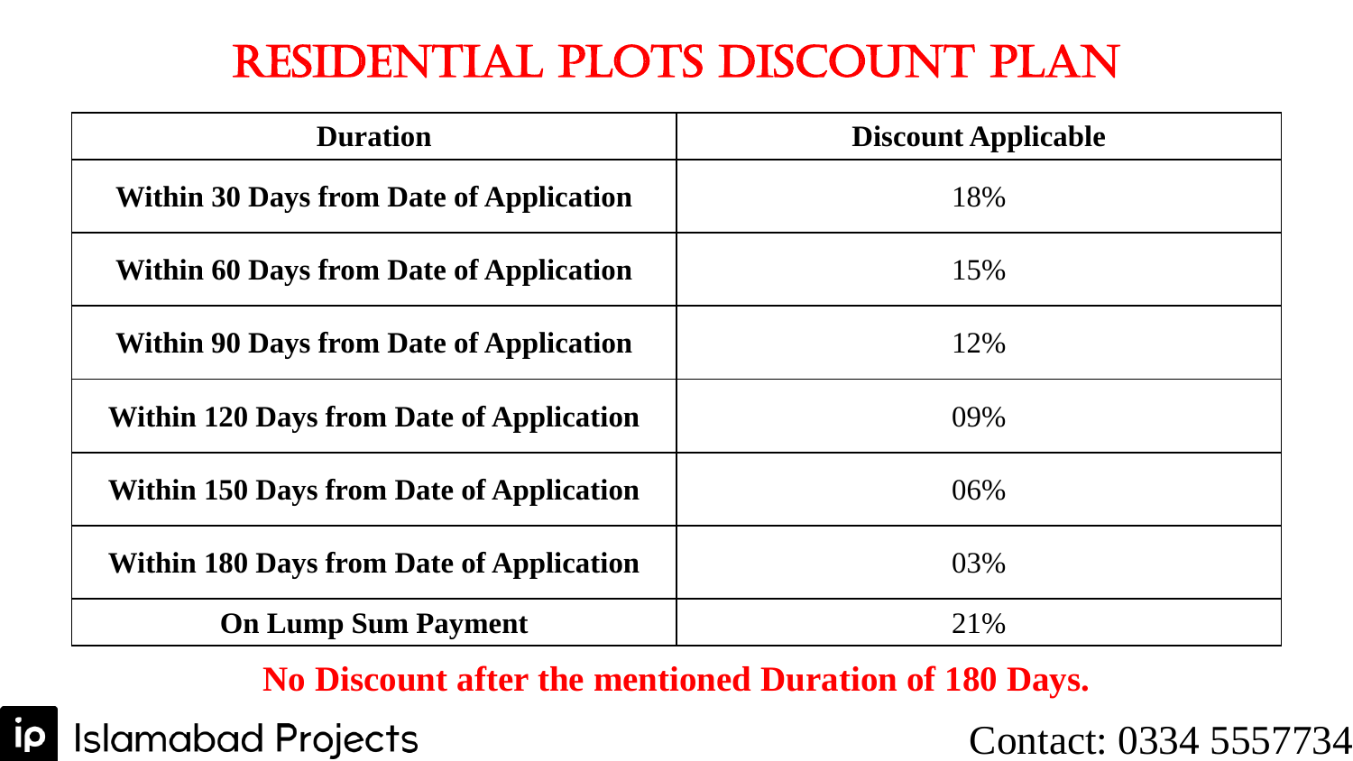# RESIDENTIAL PLOTS DISCOUNT PLAN

| Duration | Discount Applicable |
| --- | --- |
| **Within 30 Days from Date of Application** | 18% |
| **Within 60 Days from Date of Application** | 15% |
| **Within 90 Days from Date of Application** | 12% |
| **Within 120 Days from Date of Application** | 09% |
| **Within 150 Days from Date of Application** | 06% |
| **Within 180 Days from Date of Application** | 03% |
| **On Lump Sum Payment** | 21% |

**No Discount after the mentioned Duration of 180 Days.**

Islamabad Projects

Contact: 0334 5557734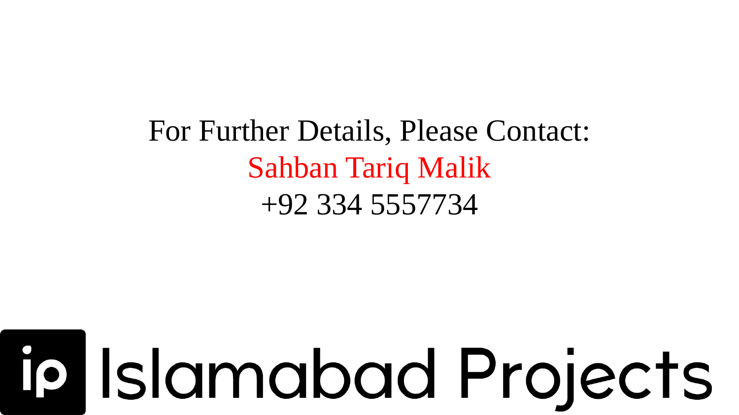For Further Details, Please Contact:

Sahban Tariq Malik

+92 334 5557734

ip Islamabad Projects